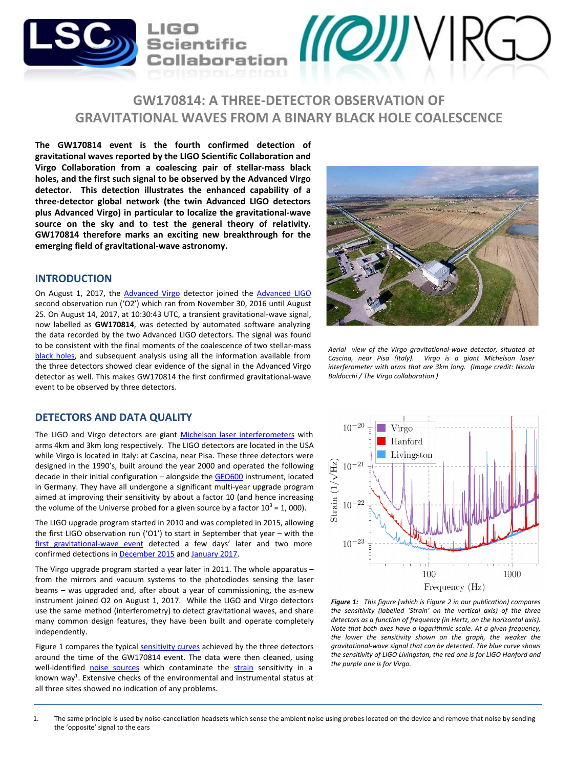# GW170814: A THREE-DETECTOR OBSERVATION OF GRAVITATIONAL WAVES FROM A BINARY BLACK HOLE COALESCENCE

**The GW170814 event is the fourth confirmed detection of gravitational waves reported by the LIGO Scientific Collaboration and Virgo Collaboration from a coalescing pair of stellar-mass black holes, and the first such signal to be observed by the Advanced Virgo detector. This detection illustrates the enhanced capability of a three-detector global network (the twin Advanced LIGO detectors plus Advanced Virgo) in particular to localize the gravitational-wave source on the sky and to test the general theory of relativity. GW170814 therefore marks an exciting new breakthrough for the emerging field of gravitational-wave astronomy.**

## INTRODUCTION

On August 1, 2017, the Advanced Virgo detector joined the Advanced LIGO second observation run ('O2') which ran from November 30, 2016 until August 25. On August 14, 2017, at 10:30:43 UTC, a transient gravitational-wave signal, now labelled as **GW170814**, was detected by automated software analyzing the data recorded by the two Advanced LIGO detectors. The signal was found to be consistent with the final moments of the coalescence of two stellar-mass black holes, and subsequent analysis using all the information available from the three detectors showed clear evidence of the signal in the Advanced Virgo detector as well. This makes GW170814 the first confirmed gravitational-wave event to be observed by three detectors.

*Aerial view of the Virgo gravitational-wave detector, situated at Cascina, near Pisa (Italy). Virgo is a giant Michelson laser interferometer with arms that are 3km long. (Image credit: Nicola Baldocchi / The Virgo collaboration )*

## DETECTORS AND DATA QUALITY

The LIGO and Virgo detectors are giant Michelson laser interferometers with arms 4km and 3km long respectively. The LIGO detectors are located in the USA while Virgo is located in Italy: at Cascina, near Pisa. These three detectors were designed in the 1990's, built around the year 2000 and operated the following decade in their initial configuration – alongside the GEO600 instrument, located in Germany. They have all undergone a significant multi-year upgrade program aimed at improving their sensitivity by about a factor 10 (and hence increasing the volume of the Universe probed for a given source by a factor $10^3$ = 1, 000).

The LIGO upgrade program started in 2010 and was completed in 2015, allowing the first LIGO observation run ('O1') to start in September that year – with the first gravitational-wave event detected a few days' later and two more confirmed detections in December 2015 and January 2017.

The Virgo upgrade program started a year later in 2011. The whole apparatus – from the mirrors and vacuum systems to the photodiodes sensing the laser beams – was upgraded and, after about a year of commissioning, the as-new instrument joined O2 on August 1, 2017. While the LIGO and Virgo detectors use the same method (interferometry) to detect gravitational waves, and share many common design features, they have been built and operate completely independently.

Figure 1 compares the typical sensitivity curves achieved by the three detectors around the time of the GW170814 event. The data were then cleaned, using well-identified noise sources which contaminate the strain sensitivity in a known way[1]. Extensive checks of the environmental and instrumental status at all three sites showed no indication of any problems.

***Figure 1:*** *This figure (which is Figure 2 in our publication) compares the sensitivity (labelled 'Strain' on the vertical axis) of the three detectors as a function of frequency (in Hertz, on the horizontal axis). Note that both axes have a logarithmic scale. At a given frequency, the lower the sensitivity shown on the graph, the weaker the gravitational-wave signal that can be detected. The blue curve shows the sensitivity of LIGO Livingston, the red one is for LIGO Hanford and the purple one is for Virgo.*

1. The same principle is used by noise-cancellation headsets which sense the ambient noise using probes located on the device and remove that noise by sending the 'opposite' signal to the ears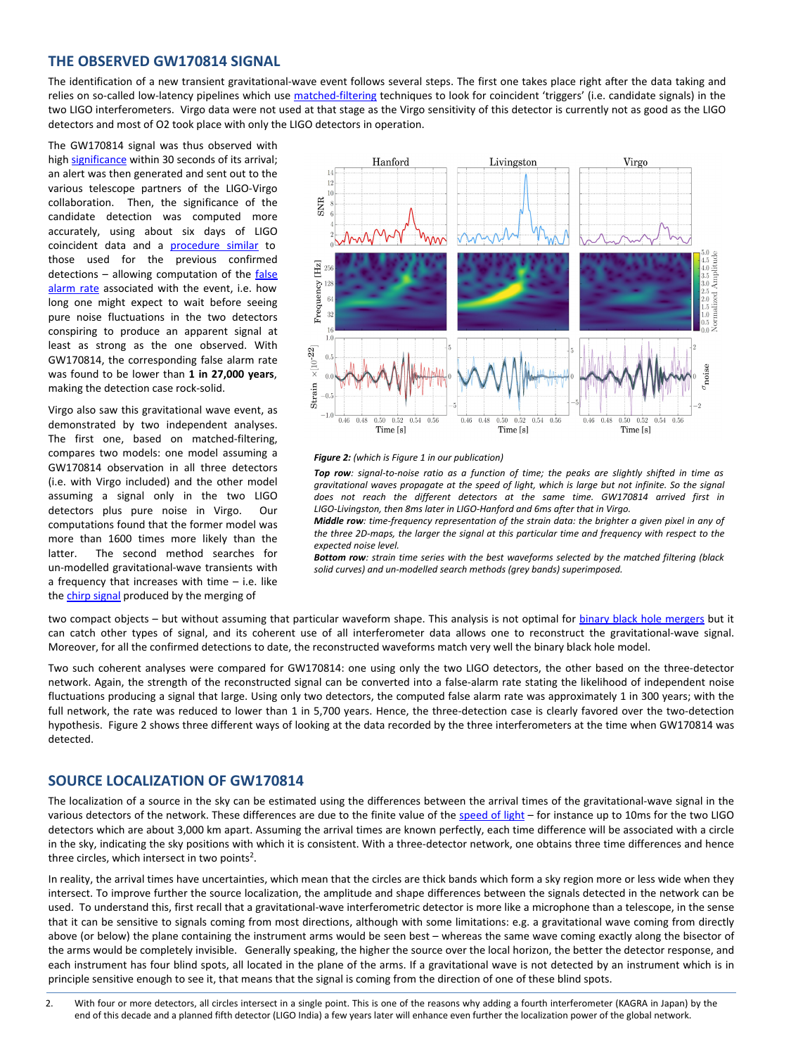## THE OBSERVED GW170814 SIGNAL

The identification of a new transient gravitational-wave event follows several steps. The first one takes place right after the data taking and relies on so-called low-latency pipelines which use matched-filtering techniques to look for coincident 'triggers' (i.e. candidate signals) in the two LIGO interferometers. Virgo data were not used at that stage as the Virgo sensitivity of this detector is currently not as good as the LIGO detectors and most of O2 took place with only the LIGO detectors in operation.

The GW170814 signal was thus observed with high significance within 30 seconds of its arrival; an alert was then generated and sent out to the various telescope partners of the LIGO-Virgo collaboration. Then, the significance of the candidate detection was computed more accurately, using about six days of LIGO coincident data and a procedure similar to those used for the previous confirmed detections – allowing computation of the false alarm rate associated with the event, i.e. how long one might expect to wait before seeing pure noise fluctuations in the two detectors conspiring to produce an apparent signal at least as strong as the one observed. With GW170814, the corresponding false alarm rate was found to be lower than **1 in 27,000 years**, making the detection case rock-solid.

Virgo also saw this gravitational wave event, as demonstrated by two independent analyses. The first one, based on matched-filtering, compares two models: one model assuming a GW170814 observation in all three detectors (i.e. with Virgo included) and the other model assuming a signal only in the two LIGO detectors plus pure noise in Virgo. Our computations found that the former model was more than 1600 times more likely than the latter. The second method searches for un-modelled gravitational-wave transients with a frequency that increases with time – i.e. like the chirp signal produced by the merging of two compact objects – but without assuming that particular waveform shape. This analysis is not optimal for binary black hole mergers but it can catch other types of signal, and its coherent use of all interferometer data allows one to reconstruct the gravitational-wave signal. Moreover, for all the confirmed detections to date, the reconstructed waveforms match very well the binary black hole model.

***Figure 2:*** *(which is Figure 1 in our publication)*

***Top row****: signal-to-noise ratio as a function of time; the peaks are slightly shifted in time as gravitational waves propagate at the speed of light, which is large but not infinite. So the signal does not reach the different detectors at the same time. GW170814 arrived first in LIGO-Livingston, then 8ms later in LIGO-Hanford and 6ms after that in Virgo.*

***Middle row****: time-frequency representation of the strain data: the brighter a given pixel in any of the three 2D-maps, the larger the signal at this particular time and frequency with respect to the expected noise level.*

***Bottom row****: strain time series with the best waveforms selected by the matched filtering (black solid curves) and un-modelled search methods (grey bands) superimposed.*

Two such coherent analyses were compared for GW170814: one using only the two LIGO detectors, the other based on the three-detector network. Again, the strength of the reconstructed signal can be converted into a false-alarm rate stating the likelihood of independent noise fluctuations producing a signal that large. Using only two detectors, the computed false alarm rate was approximately 1 in 300 years; with the full network, the rate was reduced to lower than 1 in 5,700 years. Hence, the three-detection case is clearly favored over the two-detection hypothesis. Figure 2 shows three different ways of looking at the data recorded by the three interferometers at the time when GW170814 was detected.

## SOURCE LOCALIZATION OF GW170814

The localization of a source in the sky can be estimated using the differences between the arrival times of the gravitational-wave signal in the various detectors of the network. These differences are due to the finite value of the speed of light – for instance up to 10ms for the two LIGO detectors which are about 3,000 km apart. Assuming the arrival times are known perfectly, each time difference will be associated with a circle in the sky, indicating the sky positions with which it is consistent. With a three-detector network, one obtains three time differences and hence three circles, which intersect in two points[2].

In reality, the arrival times have uncertainties, which mean that the circles are thick bands which form a sky region more or less wide when they intersect. To improve further the source localization, the amplitude and shape differences between the signals detected in the network can be used. To understand this, first recall that a gravitational-wave interferometric detector is more like a microphone than a telescope, in the sense that it can be sensitive to signals coming from most directions, although with some limitations: e.g. a gravitational wave coming from directly above (or below) the plane containing the instrument arms would be seen best – whereas the same wave coming exactly along the bisector of the arms would be completely invisible. Generally speaking, the higher the source over the local horizon, the better the detector response, and each instrument has four blind spots, all located in the plane of the arms. If a gravitational wave is not detected by an instrument which is in principle sensitive enough to see it, that means that the signal is coming from the direction of one of these blind spots.

2. With four or more detectors, all circles intersect in a single point. This is one of the reasons why adding a fourth interferometer (KAGRA in Japan) by the end of this decade and a planned fifth detector (LIGO India) a few years later will enhance even further the localization power of the global network.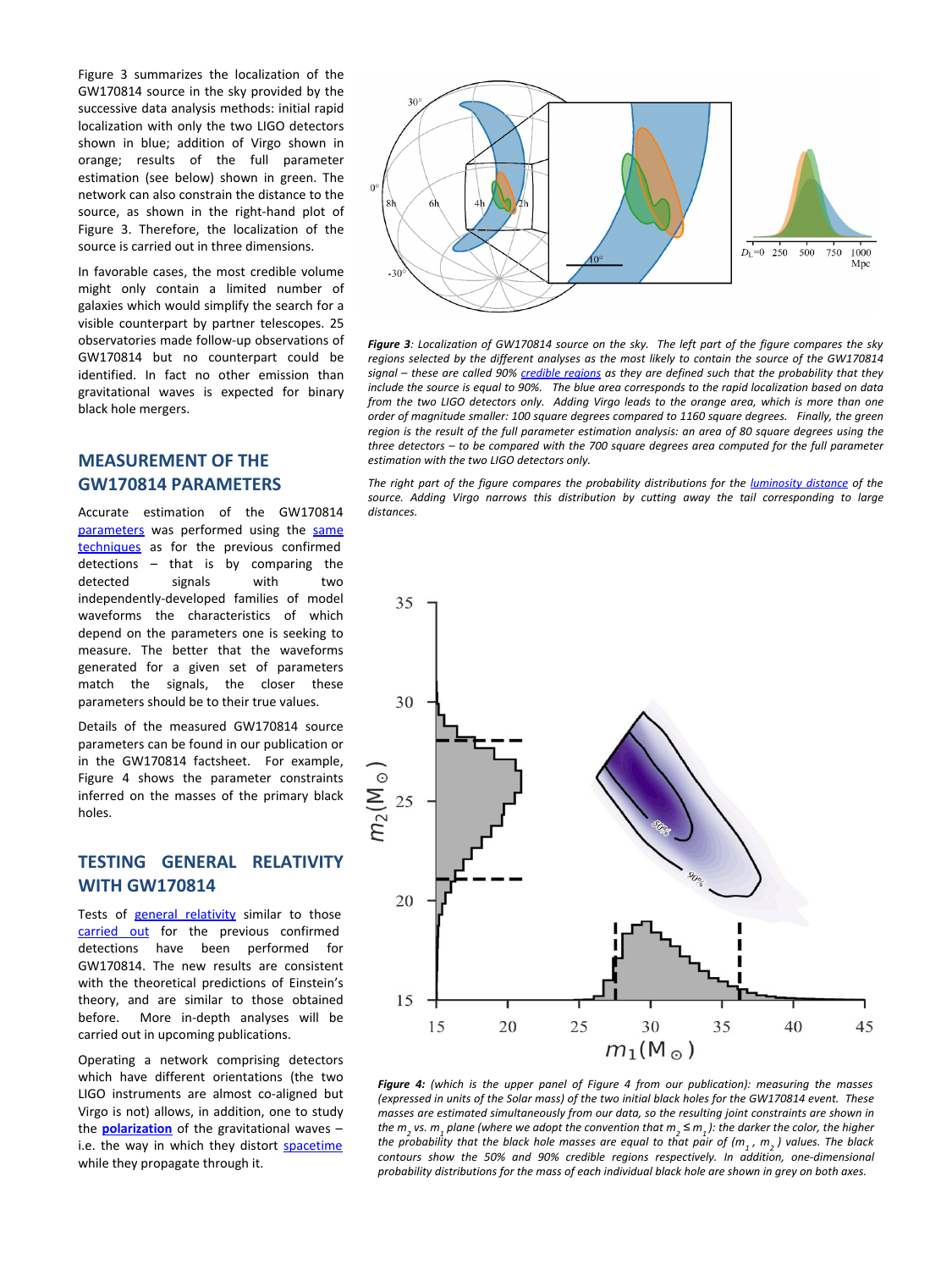Figure 3 summarizes the localization of the GW170814 source in the sky provided by the successive data analysis methods: initial rapid localization with only the two LIGO detectors shown in blue; addition of Virgo shown in orange; results of the full parameter estimation (see below) shown in green. The network can also constrain the distance to the source, as shown in the right-hand plot of Figure 3. Therefore, the localization of the source is carried out in three dimensions.

In favorable cases, the most credible volume might only contain a limited number of galaxies which would simplify the search for a visible counterpart by partner telescopes. 25 observatories made follow-up observations of GW170814 but no counterpart could be identified. In fact no other emission than gravitational waves is expected for binary black hole mergers.

*Figure 3: Localization of GW170814 source on the sky. The left part of the figure compares the sky regions selected by the different analyses as the most likely to contain the source of the GW170814 signal – these are called 90% credible regions as they are defined such that the probability that they include the source is equal to 90%. The blue area corresponds to the rapid localization based on data from the two LIGO detectors only. Adding Virgo leads to the orange area, which is more than one order of magnitude smaller: 100 square degrees compared to 1160 square degrees. Finally, the green region is the result of the full parameter estimation analysis: an area of 80 square degrees using the three detectors – to be compared with the 700 square degrees area computed for the full parameter estimation with the two LIGO detectors only.*

*The right part of the figure compares the probability distributions for the luminosity distance of the source. Adding Virgo narrows this distribution by cutting away the tail corresponding to large distances.*

## MEASUREMENT OF THE GW170814 PARAMETERS

Accurate estimation of the GW170814 parameters was performed using the same techniques as for the previous confirmed detections – that is by comparing the detected signals with two independently-developed families of model waveforms the characteristics of which depend on the parameters one is seeking to measure. The better that the waveforms generated for a given set of parameters match the signals, the closer these parameters should be to their true values.

Details of the measured GW170814 source parameters can be found in our publication or in the GW170814 factsheet. For example, Figure 4 shows the parameter constraints inferred on the masses of the primary black holes.

*Figure 4: (which is the upper panel of Figure 4 from our publication): measuring the masses (expressed in units of the Solar mass) of the two initial black holes for the GW170814 event. These masses are estimated simultaneously from our data, so the resulting joint constraints are shown in the $m_2$ vs. $m_1$ plane (where we adopt the convention that $m_2 \leq m_1$): the darker the color, the higher the probability that the black hole masses are equal to that pair of ($m_1$, $m_2$) values. The black contours show the 50% and 90% credible regions respectively. In addition, one-dimensional probability distributions for the mass of each individual black hole are shown in grey on both axes.*

## TESTING GENERAL RELATIVITY WITH GW170814

Tests of general relativity similar to those carried out for the previous confirmed detections have been performed for GW170814. The new results are consistent with the theoretical predictions of Einstein's theory, and are similar to those obtained before. More in-depth analyses will be carried out in upcoming publications.

Operating a network comprising detectors which have different orientations (the two LIGO instruments are almost co-aligned but Virgo is not) allows, in addition, one to study the **polarization** of the gravitational waves – i.e. the way in which they distort spacetime while they propagate through it.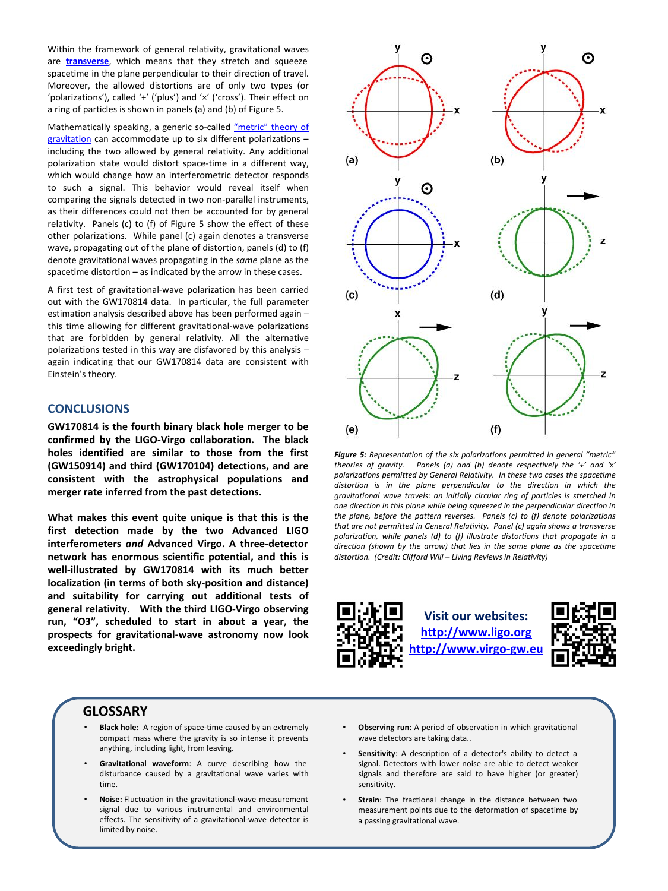Within the framework of general relativity, gravitational waves are **[transverse](#)**, which means that they stretch and squeeze spacetime in the plane perpendicular to their direction of travel. Moreover, the allowed distortions are of only two types (or 'polarizations'), called '+' ('plus') and '×' ('cross'). Their effect on a ring of particles is shown in panels (a) and (b) of Figure 5.

Mathematically speaking, a generic so-called ["metric" theory of gravitation](#) can accommodate up to six different polarizations – including the two allowed by general relativity. Any additional polarization state would distort space-time in a different way, which would change how an interferometric detector responds to such a signal. This behavior would reveal itself when comparing the signals detected in two non-parallel instruments, as their differences could not then be accounted for by general relativity. Panels (c) to (f) of Figure 5 show the effect of these other polarizations. While panel (c) again denotes a transverse wave, propagating out of the plane of distortion, panels (d) to (f) denote gravitational waves propagating in the *same* plane as the spacetime distortion – as indicated by the arrow in these cases.

A first test of gravitational-wave polarization has been carried out with the GW170814 data. In particular, the full parameter estimation analysis described above has been performed again – this time allowing for different gravitational-wave polarizations that are forbidden by general relativity. All the alternative polarizations tested in this way are disfavored by this analysis – again indicating that our GW170814 data are consistent with Einstein's theory.

y
x
(a)
y
x
(b)
y
x
(c)
y
z
(d)
x
z
(e)
y
z
(f)

***Figure 5:*** *Representation of the six polarizations permitted in general "metric" theories of gravity. Panels (a) and (b) denote respectively the '+' and 'x' polarizations permitted by General Relativity. In these two cases the spacetime distortion is in the plane perpendicular to the direction in which the gravitational wave travels: an initially circular ring of particles is stretched in one direction in this plane while being squeezed in the perpendicular direction in the plane, before the pattern reverses. Panels (c) to (f) denote polarizations that are not permitted in General Relativity. Panel (c) again shows a transverse polarization, while panels (d) to (f) illustrate distortions that propagate in a direction (shown by the arrow) that lies in the same plane as the spacetime distortion. (Credit: Clifford Will – Living Reviews in Relativity)*

## CONCLUSIONS

**GW170814 is the fourth binary black hole merger to be confirmed by the LIGO-Virgo collaboration. The black holes identified are similar to those from the first (GW150914) and third (GW170104) detections, and are consistent with the astrophysical populations and merger rate inferred from the past detections.**

**What makes this event quite unique is that this is the first detection made by the two Advanced LIGO interferometers *and* Advanced Virgo. A three-detector network has enormous scientific potential, and this is well-illustrated by GW170814 with its much better localization (in terms of both sky-position and distance) and suitability for carrying out additional tests of general relativity. With the third LIGO-Virgo observing run, "O3", scheduled to start in about a year, the prospects for gravitational-wave astronomy now look exceedingly bright.**

**Visit our websites:**
**[http://www.ligo.org](http://www.ligo.org)**
**[http://www.virgo-gw.eu](http://www.virgo-gw.eu)**

## GLOSSARY

- **Black hole:** A region of space-time caused by an extremely compact mass where the gravity is so intense it prevents anything, including light, from leaving.
- **Gravitational waveform**: A curve describing how the disturbance caused by a gravitational wave varies with time.
- **Noise:** Fluctuation in the gravitational-wave measurement signal due to various instrumental and environmental effects. The sensitivity of a gravitational-wave detector is limited by noise.
- **Observing run**: A period of observation in which gravitational wave detectors are taking data..
- **Sensitivity**: A description of a detector's ability to detect a signal. Detectors with lower noise are able to detect weaker signals and therefore are said to have higher (or greater) sensitivity.
- **Strain**: The fractional change in the distance between two measurement points due to the deformation of spacetime by a passing gravitational wave.